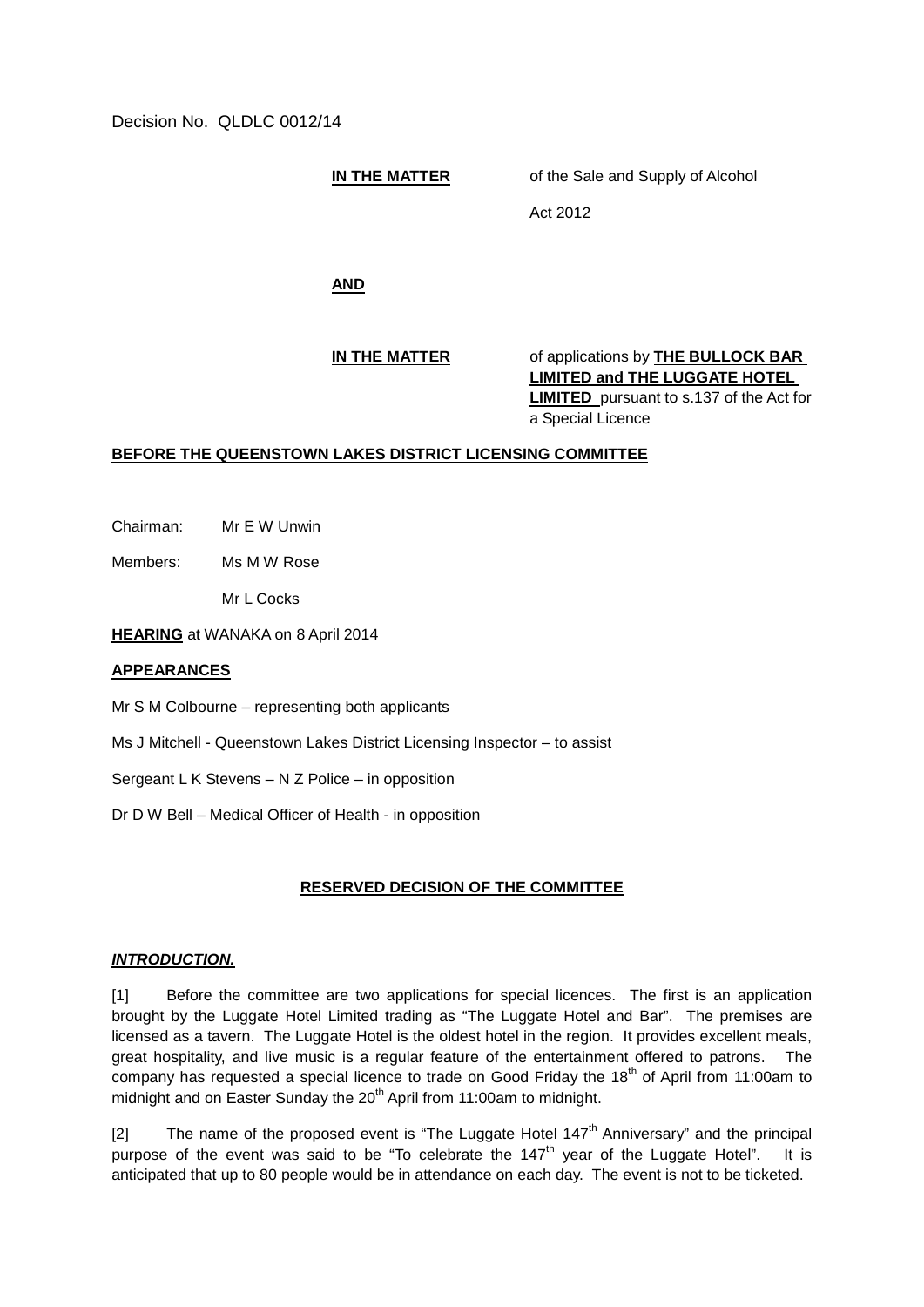Decision No. QLDLC 0012/14

**IN THE MATTER** of the Sale and Supply of Alcohol Act 2012

**AND**

**IN THE MATTER** of applications by **THE BULLOCK BAR LIMITED and THE LUGGATE HOTEL LIMITED** pursuant to s.137 of the Act for a Special Licence

**BEFORE THE QUEENSTOWN LAKES DISTRICT LICENSING COMMITTEE**

Chairman: Mr E W Unwin

Members: Ms M W Rose

Mr L Cocks

**HEARING** at WANAKA on 8 April 2014

**APPEARANCES**

Mr S M Colbourne – representing both applicants

Ms J Mitchell - Queenstown Lakes District Licensing Inspector – to assist

Sergeant L K Stevens – N Z Police – in opposition

Dr D W Bell – Medical Officer of Health - in opposition

**RESERVED DECISION OF THE COMMITTEE**

***INTRODUCTION.***

[1] Before the committee are two applications for special licences. The first is an application brought by the Luggate Hotel Limited trading as "The Luggate Hotel and Bar". The premises are licensed as a tavern. The Luggate Hotel is the oldest hotel in the region. It provides excellent meals, great hospitality, and live music is a regular feature of the entertainment offered to patrons. The company has requested a special licence to trade on Good Friday the 18th of April from 11:00am to midnight and on Easter Sunday the 20th April from 11:00am to midnight.

[2] The name of the proposed event is "The Luggate Hotel 147th Anniversary" and the principal purpose of the event was said to be "To celebrate the 147th year of the Luggate Hotel". It is anticipated that up to 80 people would be in attendance on each day. The event is not to be ticketed.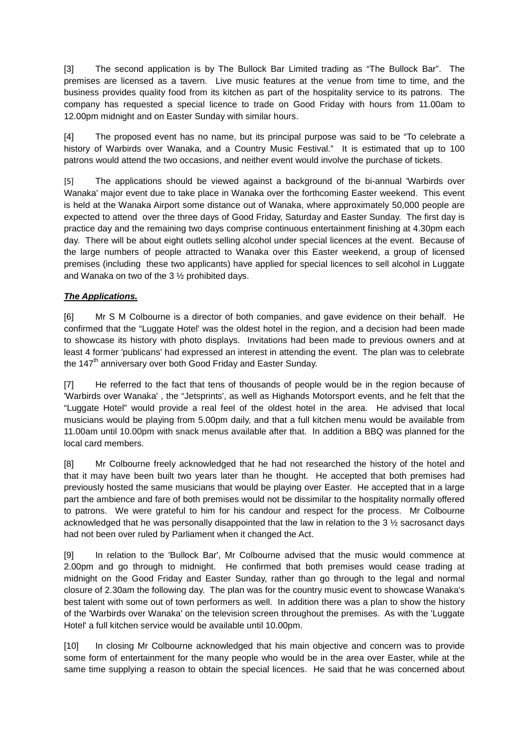[3] The second application is by The Bullock Bar Limited trading as "The Bullock Bar". The premises are licensed as a tavern. Live music features at the venue from time to time, and the business provides quality food from its kitchen as part of the hospitality service to its patrons. The company has requested a special licence to trade on Good Friday with hours from 11.00am to 12.00pm midnight and on Easter Sunday with similar hours.

[4] The proposed event has no name, but its principal purpose was said to be "To celebrate a history of Warbirds over Wanaka, and a Country Music Festival." It is estimated that up to 100 patrons would attend the two occasions, and neither event would involve the purchase of tickets.

[5] The applications should be viewed against a background of the bi-annual 'Warbirds over Wanaka' major event due to take place in Wanaka over the forthcoming Easter weekend. This event is held at the Wanaka Airport some distance out of Wanaka, where approximately 50,000 people are expected to attend over the three days of Good Friday, Saturday and Easter Sunday. The first day is practice day and the remaining two days comprise continuous entertainment finishing at 4.30pm each day. There will be about eight outlets selling alcohol under special licences at the event. Because of the large numbers of people attracted to Wanaka over this Easter weekend, a group of licensed premises (including these two applicants) have applied for special licences to sell alcohol in Luggate and Wanaka on two of the 3 ½ prohibited days.

***The Applications.***

[6] Mr S M Colbourne is a director of both companies, and gave evidence on their behalf. He confirmed that the "Luggate Hotel' was the oldest hotel in the region, and a decision had been made to showcase its history with photo displays. Invitations had been made to previous owners and at least 4 former 'publicans' had expressed an interest in attending the event. The plan was to celebrate the 147th anniversary over both Good Friday and Easter Sunday.

[7] He referred to the fact that tens of thousands of people would be in the region because of 'Warbirds over Wanaka' , the "Jetsprints', as well as Highands Motorsport events, and he felt that the "Luggate Hotel" would provide a real feel of the oldest hotel in the area. He advised that local musicians would be playing from 5.00pm daily, and that a full kitchen menu would be available from 11.00am until 10.00pm with snack menus available after that. In addition a BBQ was planned for the local card members.

[8] Mr Colbourne freely acknowledged that he had not researched the history of the hotel and that it may have been built two years later than he thought. He accepted that both premises had previously hosted the same musicians that would be playing over Easter. He accepted that in a large part the ambience and fare of both premises would not be dissimilar to the hospitality normally offered to patrons. We were grateful to him for his candour and respect for the process. Mr Colbourne acknowledged that he was personally disappointed that the law in relation to the 3 ½ sacrosanct days had not been over ruled by Parliament when it changed the Act.

[9] In relation to the 'Bullock Bar', Mr Colbourne advised that the music would commence at 2.00pm and go through to midnight. He confirmed that both premises would cease trading at midnight on the Good Friday and Easter Sunday, rather than go through to the legal and normal closure of 2.30am the following day. The plan was for the country music event to showcase Wanaka's best talent with some out of town performers as well. In addition there was a plan to show the history of the 'Warbirds over Wanaka' on the television screen throughout the premises. As with the 'Luggate Hotel' a full kitchen service would be available until 10.00pm.

[10] In closing Mr Colbourne acknowledged that his main objective and concern was to provide some form of entertainment for the many people who would be in the area over Easter, while at the same time supplying a reason to obtain the special licences. He said that he was concerned about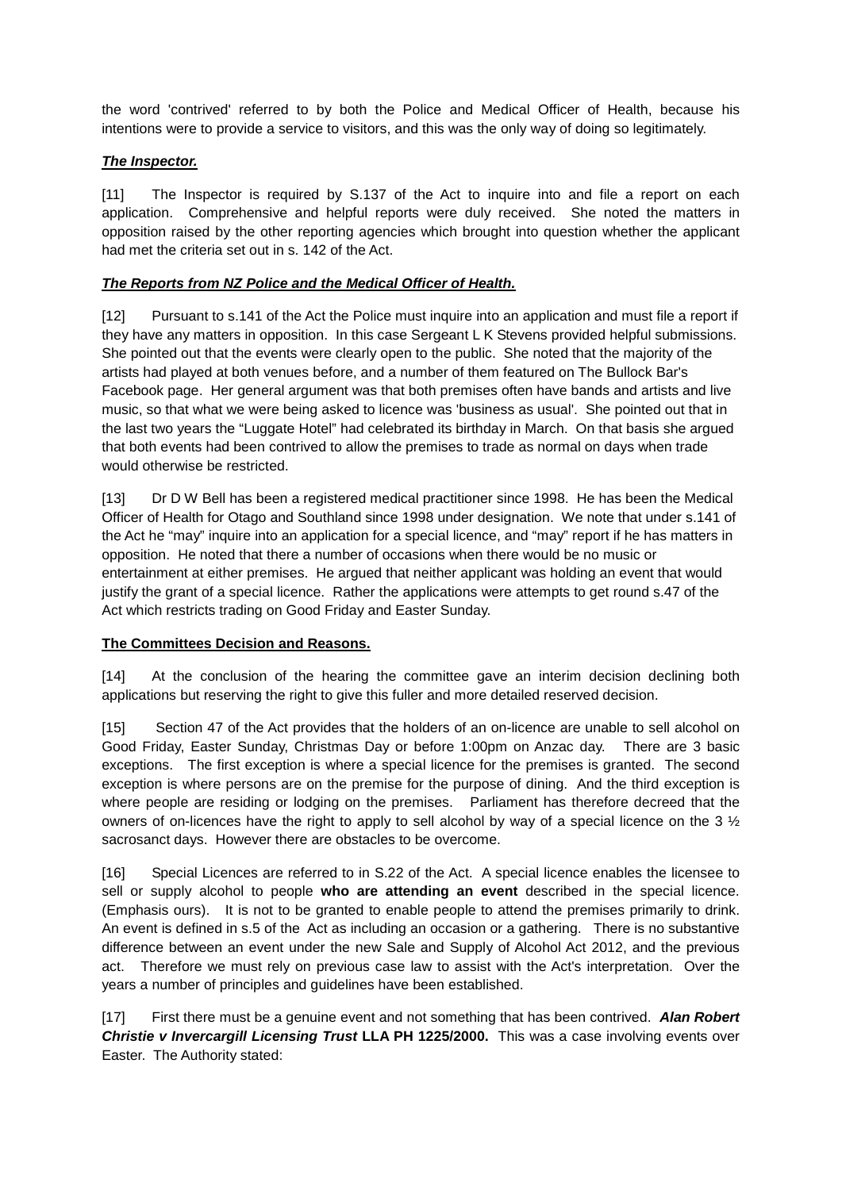the word 'contrived' referred to by both the Police and Medical Officer of Health, because his intentions were to provide a service to visitors, and this was the only way of doing so legitimately.

***The Inspector.***

[11] The Inspector is required by S.137 of the Act to inquire into and file a report on each application. Comprehensive and helpful reports were duly received. She noted the matters in opposition raised by the other reporting agencies which brought into question whether the applicant had met the criteria set out in s. 142 of the Act.

***The Reports from NZ Police and the Medical Officer of Health.***

[12] Pursuant to s.141 of the Act the Police must inquire into an application and must file a report if they have any matters in opposition. In this case Sergeant L K Stevens provided helpful submissions. She pointed out that the events were clearly open to the public. She noted that the majority of the artists had played at both venues before, and a number of them featured on The Bullock Bar's Facebook page. Her general argument was that both premises often have bands and artists and live music, so that what we were being asked to licence was 'business as usual'. She pointed out that in the last two years the "Luggate Hotel" had celebrated its birthday in March. On that basis she argued that both events had been contrived to allow the premises to trade as normal on days when trade would otherwise be restricted.

[13] Dr D W Bell has been a registered medical practitioner since 1998. He has been the Medical Officer of Health for Otago and Southland since 1998 under designation. We note that under s.141 of the Act he "may" inquire into an application for a special licence, and "may" report if he has matters in opposition. He noted that there a number of occasions when there would be no music or entertainment at either premises. He argued that neither applicant was holding an event that would justify the grant of a special licence. Rather the applications were attempts to get round s.47 of the Act which restricts trading on Good Friday and Easter Sunday.

**The Committees Decision and Reasons.**

[14] At the conclusion of the hearing the committee gave an interim decision declining both applications but reserving the right to give this fuller and more detailed reserved decision.

[15] Section 47 of the Act provides that the holders of an on-licence are unable to sell alcohol on Good Friday, Easter Sunday, Christmas Day or before 1:00pm on Anzac day. There are 3 basic exceptions. The first exception is where a special licence for the premises is granted. The second exception is where persons are on the premise for the purpose of dining. And the third exception is where people are residing or lodging on the premises. Parliament has therefore decreed that the owners of on-licences have the right to apply to sell alcohol by way of a special licence on the 3 ½ sacrosanct days. However there are obstacles to be overcome.

[16] Special Licences are referred to in S.22 of the Act. A special licence enables the licensee to sell or supply alcohol to people **who are attending an event** described in the special licence. (Emphasis ours). It is not to be granted to enable people to attend the premises primarily to drink. An event is defined in s.5 of the Act as including an occasion or a gathering. There is no substantive difference between an event under the new Sale and Supply of Alcohol Act 2012, and the previous act. Therefore we must rely on previous case law to assist with the Act's interpretation. Over the years a number of principles and guidelines have been established.

[17] First there must be a genuine event and not something that has been contrived. ***Alan Robert Christie v Invercargill Licensing Trust*** **LLA PH 1225/2000.** This was a case involving events over Easter. The Authority stated: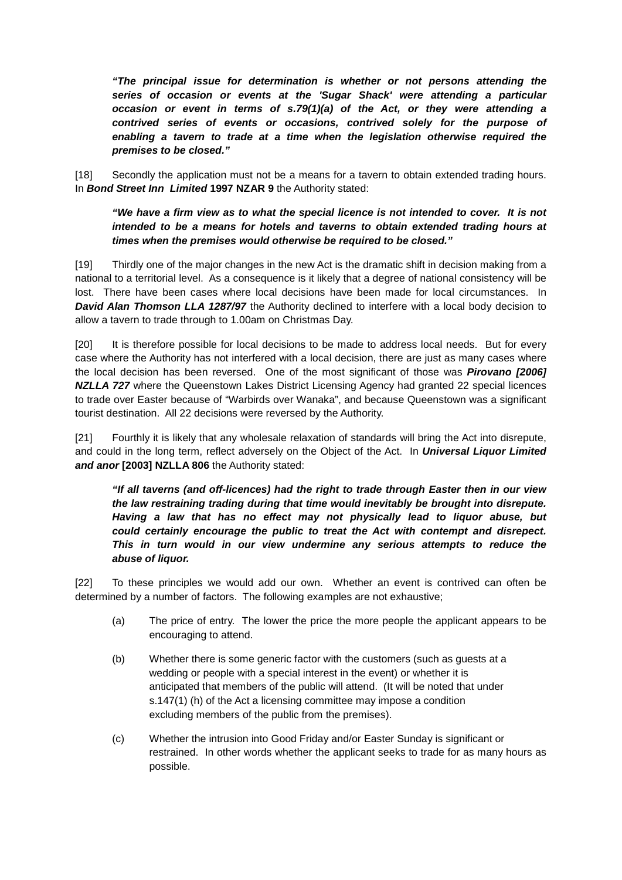> ***"The principal issue for determination is whether or not persons attending the series of occasion or events at the 'Sugar Shack' were attending a particular occasion or event in terms of s.79(1)(a) of the Act, or they were attending a contrived series of events or occasions, contrived solely for the purpose of enabling a tavern to trade at a time when the legislation otherwise required the premises to be closed."***

[18] Secondly the application must not be a means for a tavern to obtain extended trading hours. In ***Bond Street Inn Limited*** **1997 NZAR 9** the Authority stated:

> ***"We have a firm view as to what the special licence is not intended to cover. It is not intended to be a means for hotels and taverns to obtain extended trading hours at times when the premises would otherwise be required to be closed."***

[19] Thirdly one of the major changes in the new Act is the dramatic shift in decision making from a national to a territorial level. As a consequence is it likely that a degree of national consistency will be lost. There have been cases where local decisions have been made for local circumstances. In ***David Alan Thomson LLA 1287/97*** the Authority declined to interfere with a local body decision to allow a tavern to trade through to 1.00am on Christmas Day.

[20] It is therefore possible for local decisions to be made to address local needs. But for every case where the Authority has not interfered with a local decision, there are just as many cases where the local decision has been reversed. One of the most significant of those was ***Pirovano [2006] NZLLA 727*** where the Queenstown Lakes District Licensing Agency had granted 22 special licences to trade over Easter because of "Warbirds over Wanaka", and because Queenstown was a significant tourist destination. All 22 decisions were reversed by the Authority.

[21] Fourthly it is likely that any wholesale relaxation of standards will bring the Act into disrepute, and could in the long term, reflect adversely on the Object of the Act. In ***Universal Liquor Limited and anor*** **[2003] NZLLA 806** the Authority stated:

> ***"If all taverns (and off-licences) had the right to trade through Easter then in our view the law restraining trading during that time would inevitably be brought into disrepute. Having a law that has no effect may not physically lead to liquor abuse, but could certainly encourage the public to treat the Act with contempt and disrepect. This in turn would in our view undermine any serious attempts to reduce the abuse of liquor.***

[22] To these principles we would add our own. Whether an event is contrived can often be determined by a number of factors. The following examples are not exhaustive;

(a) The price of entry. The lower the price the more people the applicant appears to be encouraging to attend.

(b) Whether there is some generic factor with the customers (such as guests at a wedding or people with a special interest in the event) or whether it is anticipated that members of the public will attend. (It will be noted that under s.147(1) (h) of the Act a licensing committee may impose a condition excluding members of the public from the premises).

(c) Whether the intrusion into Good Friday and/or Easter Sunday is significant or restrained. In other words whether the applicant seeks to trade for as many hours as possible.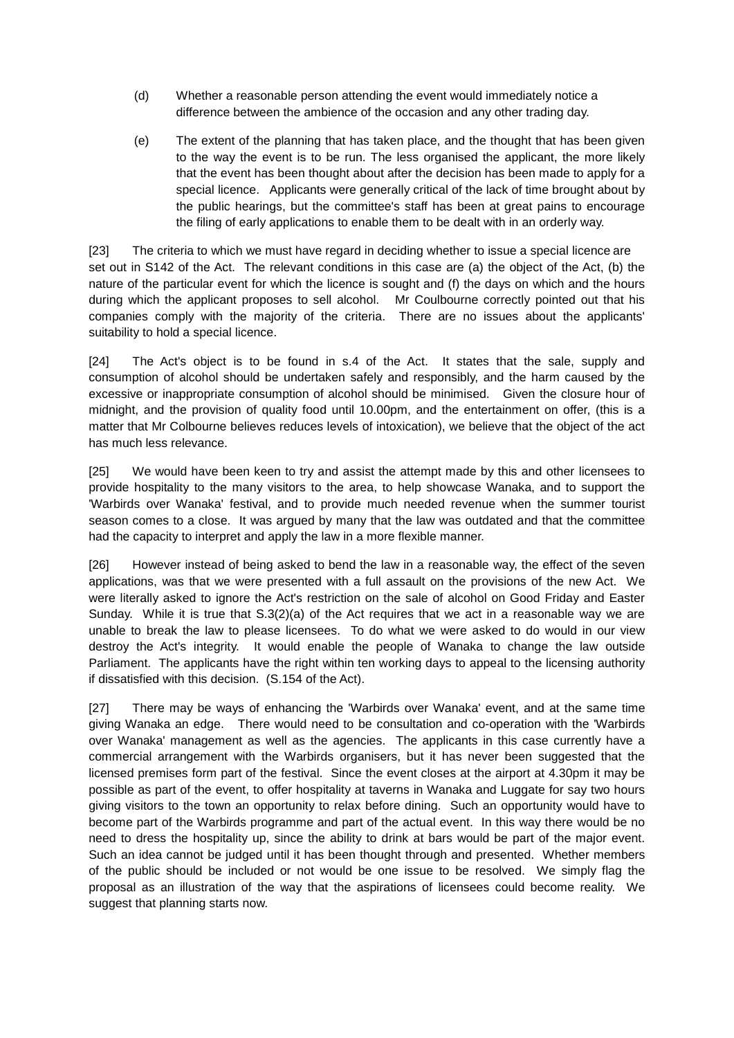(d) Whether a reasonable person attending the event would immediately notice a difference between the ambience of the occasion and any other trading day.

(e) The extent of the planning that has taken place, and the thought that has been given to the way the event is to be run. The less organised the applicant, the more likely that the event has been thought about after the decision has been made to apply for a special licence. Applicants were generally critical of the lack of time brought about by the public hearings, but the committee's staff has been at great pains to encourage the filing of early applications to enable them to be dealt with in an orderly way.

[23] The criteria to which we must have regard in deciding whether to issue a special licence are set out in S142 of the Act. The relevant conditions in this case are (a) the object of the Act, (b) the nature of the particular event for which the licence is sought and (f) the days on which and the hours during which the applicant proposes to sell alcohol. Mr Coulbourne correctly pointed out that his companies comply with the majority of the criteria. There are no issues about the applicants' suitability to hold a special licence.

[24] The Act's object is to be found in s.4 of the Act. It states that the sale, supply and consumption of alcohol should be undertaken safely and responsibly, and the harm caused by the excessive or inappropriate consumption of alcohol should be minimised. Given the closure hour of midnight, and the provision of quality food until 10.00pm, and the entertainment on offer, (this is a matter that Mr Colbourne believes reduces levels of intoxication), we believe that the object of the act has much less relevance.

[25] We would have been keen to try and assist the attempt made by this and other licensees to provide hospitality to the many visitors to the area, to help showcase Wanaka, and to support the 'Warbirds over Wanaka' festival, and to provide much needed revenue when the summer tourist season comes to a close. It was argued by many that the law was outdated and that the committee had the capacity to interpret and apply the law in a more flexible manner.

[26] However instead of being asked to bend the law in a reasonable way, the effect of the seven applications, was that we were presented with a full assault on the provisions of the new Act. We were literally asked to ignore the Act's restriction on the sale of alcohol on Good Friday and Easter Sunday. While it is true that S.3(2)(a) of the Act requires that we act in a reasonable way we are unable to break the law to please licensees. To do what we were asked to do would in our view destroy the Act's integrity. It would enable the people of Wanaka to change the law outside Parliament. The applicants have the right within ten working days to appeal to the licensing authority if dissatisfied with this decision. (S.154 of the Act).

[27] There may be ways of enhancing the 'Warbirds over Wanaka' event, and at the same time giving Wanaka an edge. There would need to be consultation and co-operation with the 'Warbirds over Wanaka' management as well as the agencies. The applicants in this case currently have a commercial arrangement with the Warbirds organisers, but it has never been suggested that the licensed premises form part of the festival. Since the event closes at the airport at 4.30pm it may be possible as part of the event, to offer hospitality at taverns in Wanaka and Luggate for say two hours giving visitors to the town an opportunity to relax before dining. Such an opportunity would have to become part of the Warbirds programme and part of the actual event. In this way there would be no need to dress the hospitality up, since the ability to drink at bars would be part of the major event. Such an idea cannot be judged until it has been thought through and presented. Whether members of the public should be included or not would be one issue to be resolved. We simply flag the proposal as an illustration of the way that the aspirations of licensees could become reality. We suggest that planning starts now.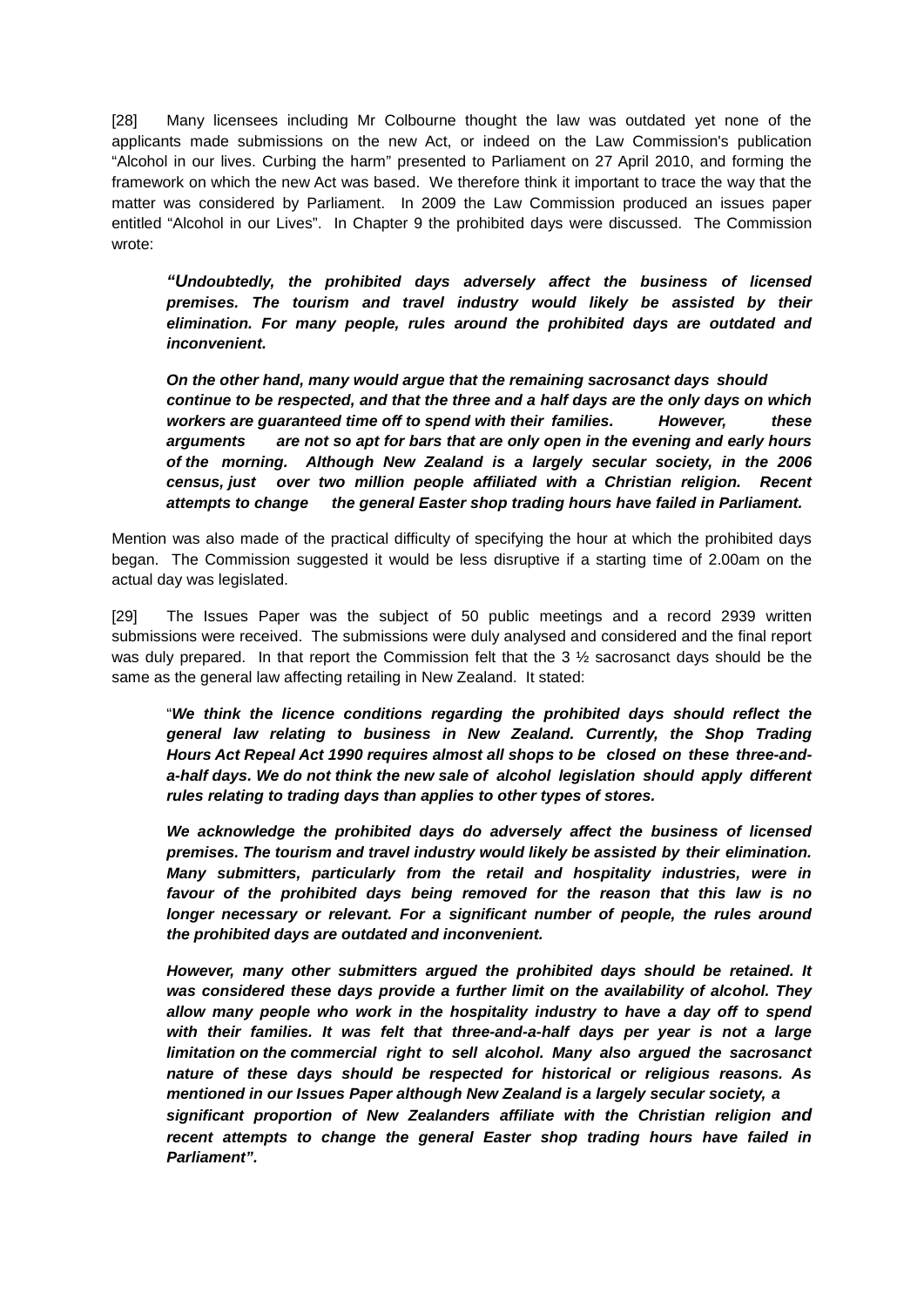[28] Many licensees including Mr Colbourne thought the law was outdated yet none of the applicants made submissions on the new Act, or indeed on the Law Commission's publication "Alcohol in our lives. Curbing the harm" presented to Parliament on 27 April 2010, and forming the framework on which the new Act was based. We therefore think it important to trace the way that the matter was considered by Parliament. In 2009 the Law Commission produced an issues paper entitled "Alcohol in our Lives". In Chapter 9 the prohibited days were discussed. The Commission wrote:

> ***"Undoubtedly, the prohibited days adversely affect the business of licensed premises. The tourism and travel industry would likely be assisted by their elimination. For many people, rules around the prohibited days are outdated and inconvenient.***
>
> ***On the other hand, many would argue that the remaining sacrosanct days should continue to be respected, and that the three and a half days are the only days on which workers are guaranteed time off to spend with their families. However, these arguments are not so apt for bars that are only open in the evening and early hours of the morning. Although New Zealand is a largely secular society, in the 2006 census, just over two million people affiliated with a Christian religion. Recent attempts to change the general Easter shop trading hours have failed in Parliament.***

Mention was also made of the practical difficulty of specifying the hour at which the prohibited days began. The Commission suggested it would be less disruptive if a starting time of 2.00am on the actual day was legislated.

[29] The Issues Paper was the subject of 50 public meetings and a record 2939 written submissions were received. The submissions were duly analysed and considered and the final report was duly prepared. In that report the Commission felt that the 3 ½ sacrosanct days should be the same as the general law affecting retailing in New Zealand. It stated:

> "***We think the licence conditions regarding the prohibited days should reflect the general law relating to business in New Zealand. Currently, the Shop Trading Hours Act Repeal Act 1990 requires almost all shops to be closed on these three-and-a-half days. We do not think the new sale of alcohol legislation should apply different rules relating to trading days than applies to other types of stores.***
>
> ***We acknowledge the prohibited days do adversely affect the business of licensed premises. The tourism and travel industry would likely be assisted by their elimination. Many submitters, particularly from the retail and hospitality industries, were in favour of the prohibited days being removed for the reason that this law is no longer necessary or relevant. For a significant number of people, the rules around the prohibited days are outdated and inconvenient.***
>
> ***However, many other submitters argued the prohibited days should be retained. It was considered these days provide a further limit on the availability of alcohol. They allow many people who work in the hospitality industry to have a day off to spend with their families. It was felt that three-and-a-half days per year is not a large limitation on the commercial right to sell alcohol. Many also argued the sacrosanct nature of these days should be respected for historical or religious reasons. As mentioned in our Issues Paper although New Zealand is a largely secular society, a significant proportion of New Zealanders affiliate with the Christian religion and recent attempts to change the general Easter shop trading hours have failed in Parliament".***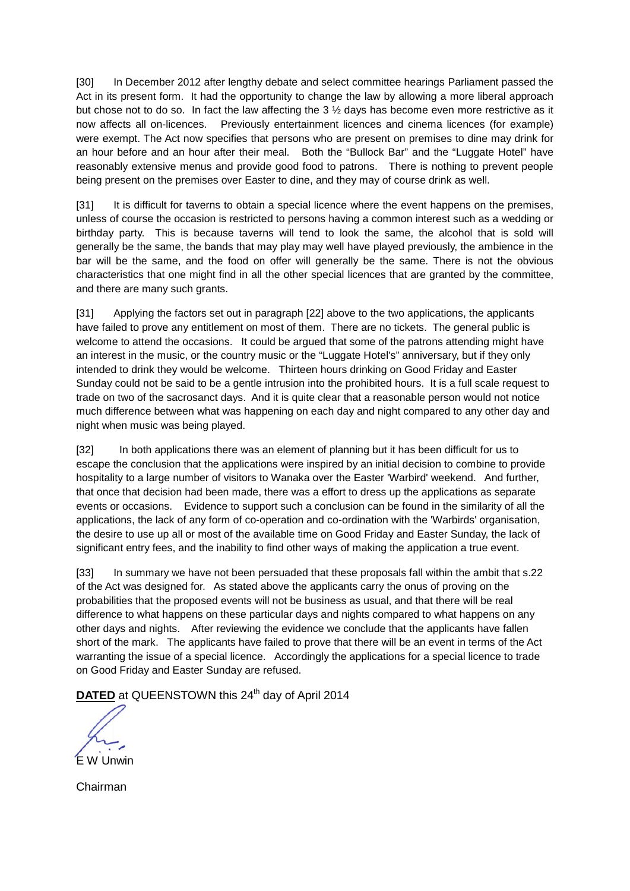[30] In December 2012 after lengthy debate and select committee hearings Parliament passed the Act in its present form. It had the opportunity to change the law by allowing a more liberal approach but chose not to do so. In fact the law affecting the 3 ½ days has become even more restrictive as it now affects all on-licences. Previously entertainment licences and cinema licences (for example) were exempt. The Act now specifies that persons who are present on premises to dine may drink for an hour before and an hour after their meal. Both the "Bullock Bar" and the "Luggate Hotel" have reasonably extensive menus and provide good food to patrons. There is nothing to prevent people being present on the premises over Easter to dine, and they may of course drink as well.

[31] It is difficult for taverns to obtain a special licence where the event happens on the premises, unless of course the occasion is restricted to persons having a common interest such as a wedding or birthday party. This is because taverns will tend to look the same, the alcohol that is sold will generally be the same, the bands that may play may well have played previously, the ambience in the bar will be the same, and the food on offer will generally be the same. There is not the obvious characteristics that one might find in all the other special licences that are granted by the committee, and there are many such grants.

[31] Applying the factors set out in paragraph [22] above to the two applications, the applicants have failed to prove any entitlement on most of them. There are no tickets. The general public is welcome to attend the occasions. It could be argued that some of the patrons attending might have an interest in the music, or the country music or the "Luggate Hotel's" anniversary, but if they only intended to drink they would be welcome. Thirteen hours drinking on Good Friday and Easter Sunday could not be said to be a gentle intrusion into the prohibited hours. It is a full scale request to trade on two of the sacrosanct days. And it is quite clear that a reasonable person would not notice much difference between what was happening on each day and night compared to any other day and night when music was being played.

[32] In both applications there was an element of planning but it has been difficult for us to escape the conclusion that the applications were inspired by an initial decision to combine to provide hospitality to a large number of visitors to Wanaka over the Easter 'Warbird' weekend. And further, that once that decision had been made, there was a effort to dress up the applications as separate events or occasions. Evidence to support such a conclusion can be found in the similarity of all the applications, the lack of any form of co-operation and co-ordination with the 'Warbirds' organisation, the desire to use up all or most of the available time on Good Friday and Easter Sunday, the lack of significant entry fees, and the inability to find other ways of making the application a true event.

[33] In summary we have not been persuaded that these proposals fall within the ambit that s.22 of the Act was designed for. As stated above the applicants carry the onus of proving on the probabilities that the proposed events will not be business as usual, and that there will be real difference to what happens on these particular days and nights compared to what happens on any other days and nights. After reviewing the evidence we conclude that the applicants have fallen short of the mark. The applicants have failed to prove that there will be an event in terms of the Act warranting the issue of a special licence. Accordingly the applications for a special licence to trade on Good Friday and Easter Sunday are refused.

**DATED** at QUEENSTOWN this 24th day of April 2014

E W Unwin

Chairman